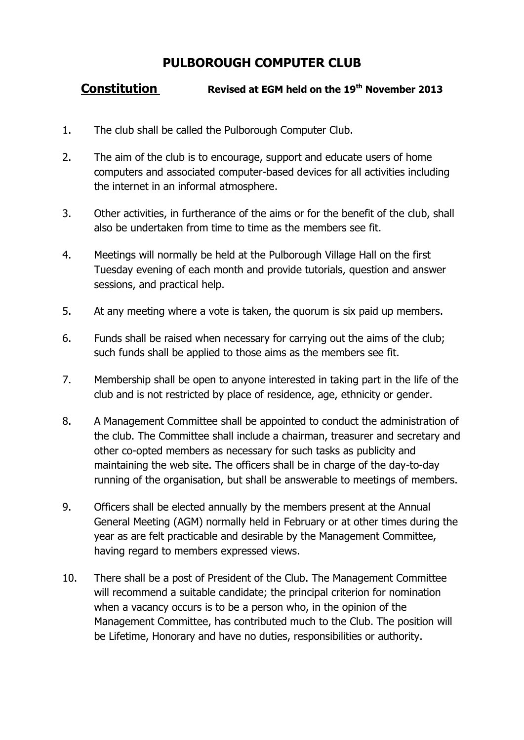# PULBOROUGH COMPUTER CLUB

**Constitution** **Revised at EGM held on the 19th November 2013**

1. The club shall be called the Pulborough Computer Club.

2. The aim of the club is to encourage, support and educate users of home computers and associated computer-based devices for all activities including the internet in an informal atmosphere.

3. Other activities, in furtherance of the aims or for the benefit of the club, shall also be undertaken from time to time as the members see fit.

4. Meetings will normally be held at the Pulborough Village Hall on the first Tuesday evening of each month and provide tutorials, question and answer sessions, and practical help.

5. At any meeting where a vote is taken, the quorum is six paid up members.

6. Funds shall be raised when necessary for carrying out the aims of the club; such funds shall be applied to those aims as the members see fit.

7. Membership shall be open to anyone interested in taking part in the life of the club and is not restricted by place of residence, age, ethnicity or gender.

8. A Management Committee shall be appointed to conduct the administration of the club. The Committee shall include a chairman, treasurer and secretary and other co-opted members as necessary for such tasks as publicity and maintaining the web site. The officers shall be in charge of the day-to-day running of the organisation, but shall be answerable to meetings of members.

9. Officers shall be elected annually by the members present at the Annual General Meeting (AGM) normally held in February or at other times during the year as are felt practicable and desirable by the Management Committee, having regard to members expressed views.

10. There shall be a post of President of the Club. The Management Committee will recommend a suitable candidate; the principal criterion for nomination when a vacancy occurs is to be a person who, in the opinion of the Management Committee, has contributed much to the Club. The position will be Lifetime, Honorary and have no duties, responsibilities or authority.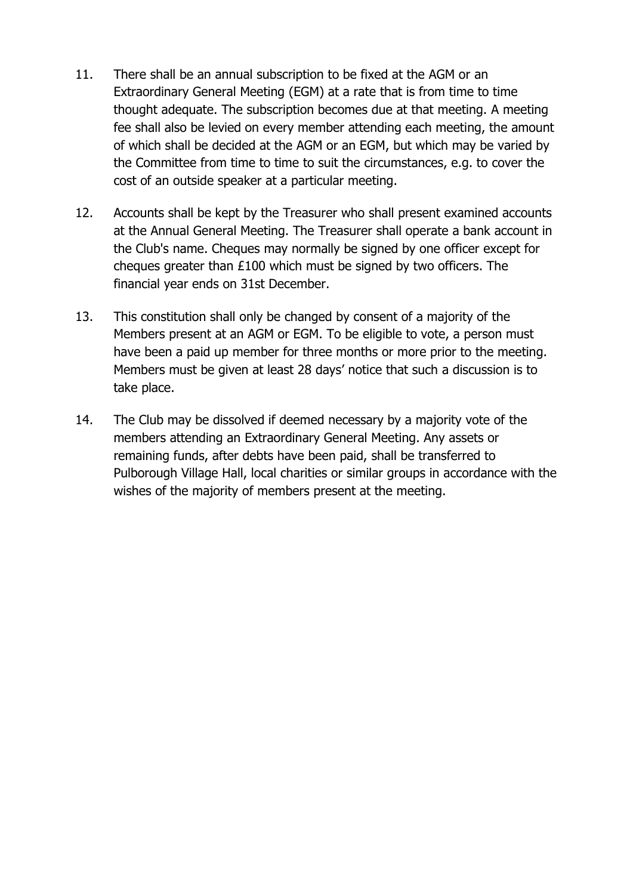11. There shall be an annual subscription to be fixed at the AGM or an Extraordinary General Meeting (EGM) at a rate that is from time to time thought adequate. The subscription becomes due at that meeting. A meeting fee shall also be levied on every member attending each meeting, the amount of which shall be decided at the AGM or an EGM, but which may be varied by the Committee from time to time to suit the circumstances, e.g. to cover the cost of an outside speaker at a particular meeting.

12. Accounts shall be kept by the Treasurer who shall present examined accounts at the Annual General Meeting. The Treasurer shall operate a bank account in the Club's name. Cheques may normally be signed by one officer except for cheques greater than £100 which must be signed by two officers. The financial year ends on 31st December.

13. This constitution shall only be changed by consent of a majority of the Members present at an AGM or EGM. To be eligible to vote, a person must have been a paid up member for three months or more prior to the meeting. Members must be given at least 28 days' notice that such a discussion is to take place.

14. The Club may be dissolved if deemed necessary by a majority vote of the members attending an Extraordinary General Meeting. Any assets or remaining funds, after debts have been paid, shall be transferred to Pulborough Village Hall, local charities or similar groups in accordance with the wishes of the majority of members present at the meeting.